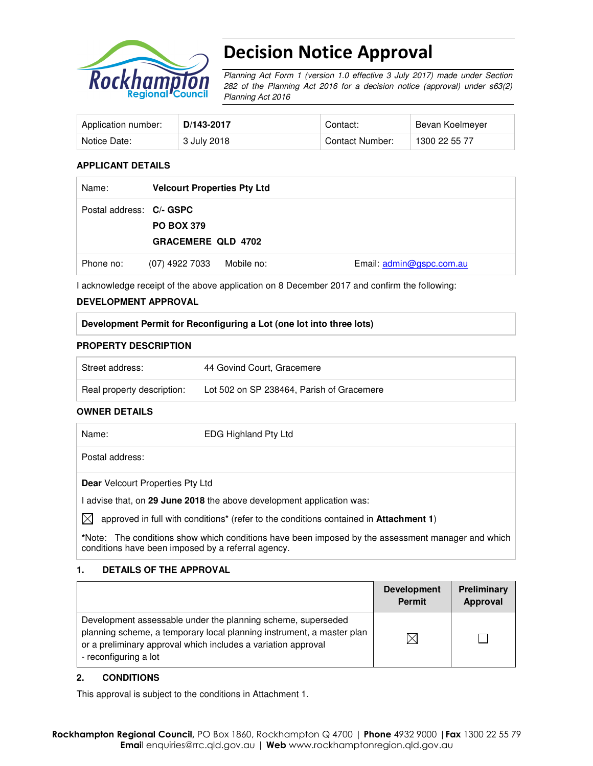# Decision Notice Approval

*Planning Act Form 1 (version 1.0 effective 3 July 2017) made under Section 282 of the Planning Act 2016 for a decision notice (approval) under s63(2) Planning Act 2016*

| Application number: | **D/143-2017** | Contact: | Bevan Koelmeyer |
|---|---|---|---|
| Notice Date: | 3 July 2018 | Contact Number: | 1300 22 55 77 |

### APPLICANT DETAILS

| | | | |
|---|---|---|---|
| Name: | **Velcourt Properties Pty Ltd** | | |
| Postal address: | **C/- GSPC**<br>**PO BOX 379**<br>**GRACEMERE QLD 4702** | | |
| Phone no: | (07) 4922 7033 | Mobile no: | Email: admin@gspc.com.au |

I acknowledge receipt of the above application on 8 December 2017 and confirm the following:

### DEVELOPMENT APPROVAL

**Development Permit for Reconfiguring a Lot (one lot into three lots)**

### PROPERTY DESCRIPTION

| | |
|---|---|
| Street address: | 44 Govind Court, Gracemere |
| Real property description: | Lot 502 on SP 238464, Parish of Gracemere |

### OWNER DETAILS

| | |
|---|---|
| Name: | EDG Highland Pty Ltd |
| Postal address: | |

**Dear** Velcourt Properties Pty Ltd

I advise that, on **29 June 2018** the above development application was:

☒ approved in full with conditions* (refer to the conditions contained in **Attachment 1**)

*Note: The conditions show which conditions have been imposed by the assessment manager and which conditions have been imposed by a referral agency.

### 1. DETAILS OF THE APPROVAL

| | Development Permit | Preliminary Approval |
|---|---|---|
| Development assessable under the planning scheme, superseded planning scheme, a temporary local planning instrument, a master plan or a preliminary approval which includes a variation approval<br>- reconfiguring a lot | ☒ | ☐ |

### 2. CONDITIONS

This approval is subject to the conditions in Attachment 1.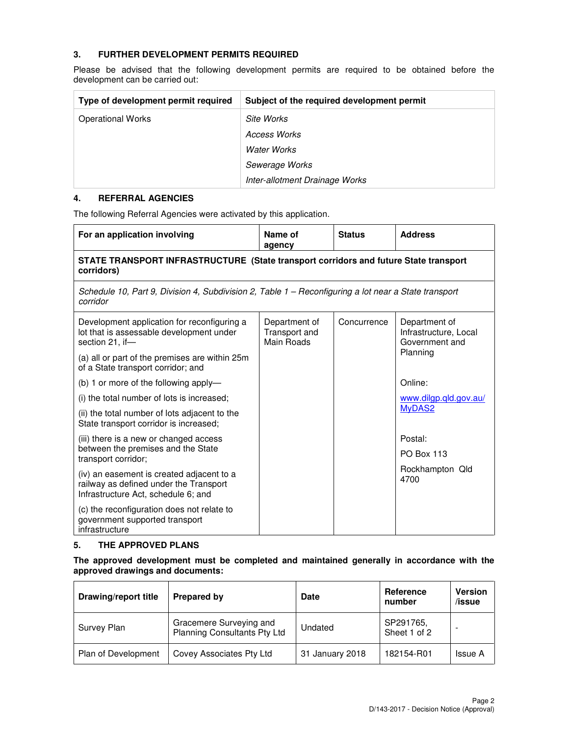## 3. FURTHER DEVELOPMENT PERMITS REQUIRED

Please be advised that the following development permits are required to be obtained before the development can be carried out:

| Type of development permit required | Subject of the required development permit |
|---|---|
| Operational Works | *Site Works*<br>*Access Works*<br>*Water Works*<br>*Sewerage Works*<br>*Inter-allotment Drainage Works* |

## 4. REFERRAL AGENCIES

The following Referral Agencies were activated by this application.

| For an application involving | Name of agency | Status | Address |
|---|---|---|---|
| **STATE TRANSPORT INFRASTRUCTURE (State transport corridors and future State transport corridors)** | | | |
| *Schedule 10, Part 9, Division 4, Subdivision 2, Table 1 – Reconfiguring a lot near a State transport corridor* | | | |
| Development application for reconfiguring a lot that is assessable development under section 21, if—<br>(a) all or part of the premises are within 25m of a State transport corridor; and<br>(b) 1 or more of the following apply—<br>(i) the total number of lots is increased;<br>(ii) the total number of lots adjacent to the State transport corridor is increased;<br>(iii) there is a new or changed access between the premises and the State transport corridor;<br>(iv) an easement is created adjacent to a railway as defined under the Transport Infrastructure Act, schedule 6; and<br>(c) the reconfiguration does not relate to government supported transport infrastructure | Department of Transport and Main Roads | Concurrence | Department of Infrastructure, Local Government and Planning<br><br>Online:<br>www.dilgp.qld.gov.au/MyDAS2<br><br>Postal:<br>PO Box 113<br>Rockhampton Qld 4700 |

## 5. THE APPROVED PLANS

**The approved development must be completed and maintained generally in accordance with the approved drawings and documents:**

| Drawing/report title | Prepared by | Date | Reference number | Version /issue |
|---|---|---|---|---|
| Survey Plan | Gracemere Surveying and Planning Consultants Pty Ltd | Undated | SP291765, Sheet 1 of 2 | - |
| Plan of Development | Covey Associates Pty Ltd | 31 January 2018 | 182154-R01 | Issue A |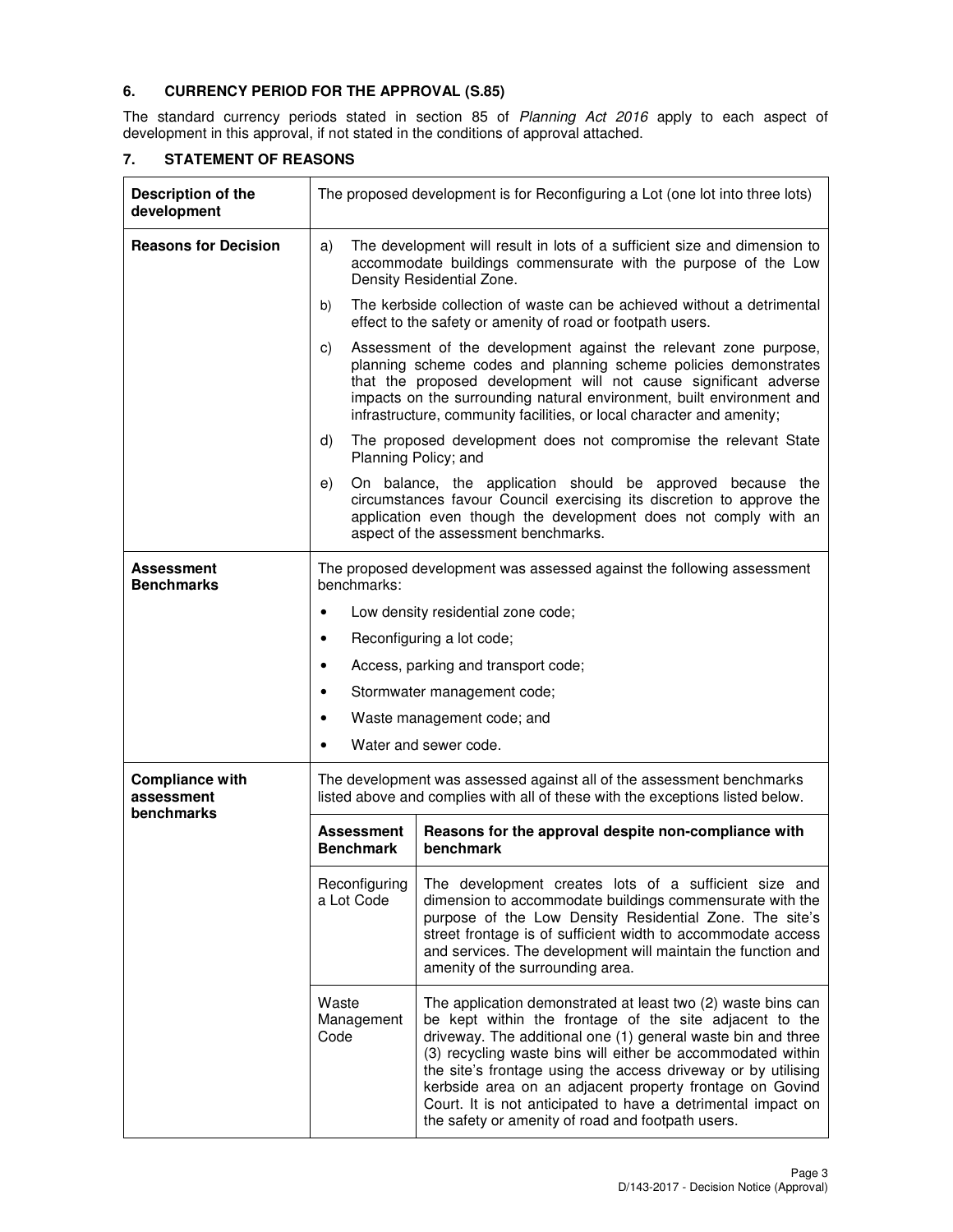## 6. CURRENCY PERIOD FOR THE APPROVAL (S.85)

The standard currency periods stated in section 85 of *Planning Act 2016* apply to each aspect of development in this approval, if not stated in the conditions of approval attached.

## 7. STATEMENT OF REASONS

| | | |
|---|---|---|
| **Description of the development** | The proposed development is for Reconfiguring a Lot (one lot into three lots) | |
| **Reasons for Decision** | a) The development will result in lots of a sufficient size and dimension to accommodate buildings commensurate with the purpose of the Low Density Residential Zone.<br>b) The kerbside collection of waste can be achieved without a detrimental effect to the safety or amenity of road or footpath users.<br>c) Assessment of the development against the relevant zone purpose, planning scheme codes and planning scheme policies demonstrates that the proposed development will not cause significant adverse impacts on the surrounding natural environment, built environment and infrastructure, community facilities, or local character and amenity;<br>d) The proposed development does not compromise the relevant State Planning Policy; and<br>e) On balance, the application should be approved because the circumstances favour Council exercising its discretion to approve the application even though the development does not comply with an aspect of the assessment benchmarks. | |
| **Assessment Benchmarks** | The proposed development was assessed against the following assessment benchmarks:<br>• Low density residential zone code;<br>• Reconfiguring a lot code;<br>• Access, parking and transport code;<br>• Stormwater management code;<br>• Waste management code; and<br>• Water and sewer code. | |
| **Compliance with assessment benchmarks** | The development was assessed against all of the assessment benchmarks listed above and complies with all of these with the exceptions listed below. | |
| | **Assessment Benchmark** | **Reasons for the approval despite non-compliance with benchmark** |
| | Reconfiguring a Lot Code | The development creates lots of a sufficient size and dimension to accommodate buildings commensurate with the purpose of the Low Density Residential Zone. The site's street frontage is of sufficient width to accommodate access and services. The development will maintain the function and amenity of the surrounding area. |
| | Waste Management Code | The application demonstrated at least two (2) waste bins can be kept within the frontage of the site adjacent to the driveway. The additional one (1) general waste bin and three (3) recycling waste bins will either be accommodated within the site's frontage using the access driveway or by utilising kerbside area on an adjacent property frontage on Govind Court. It is not anticipated to have a detrimental impact on the safety or amenity of road and footpath users. |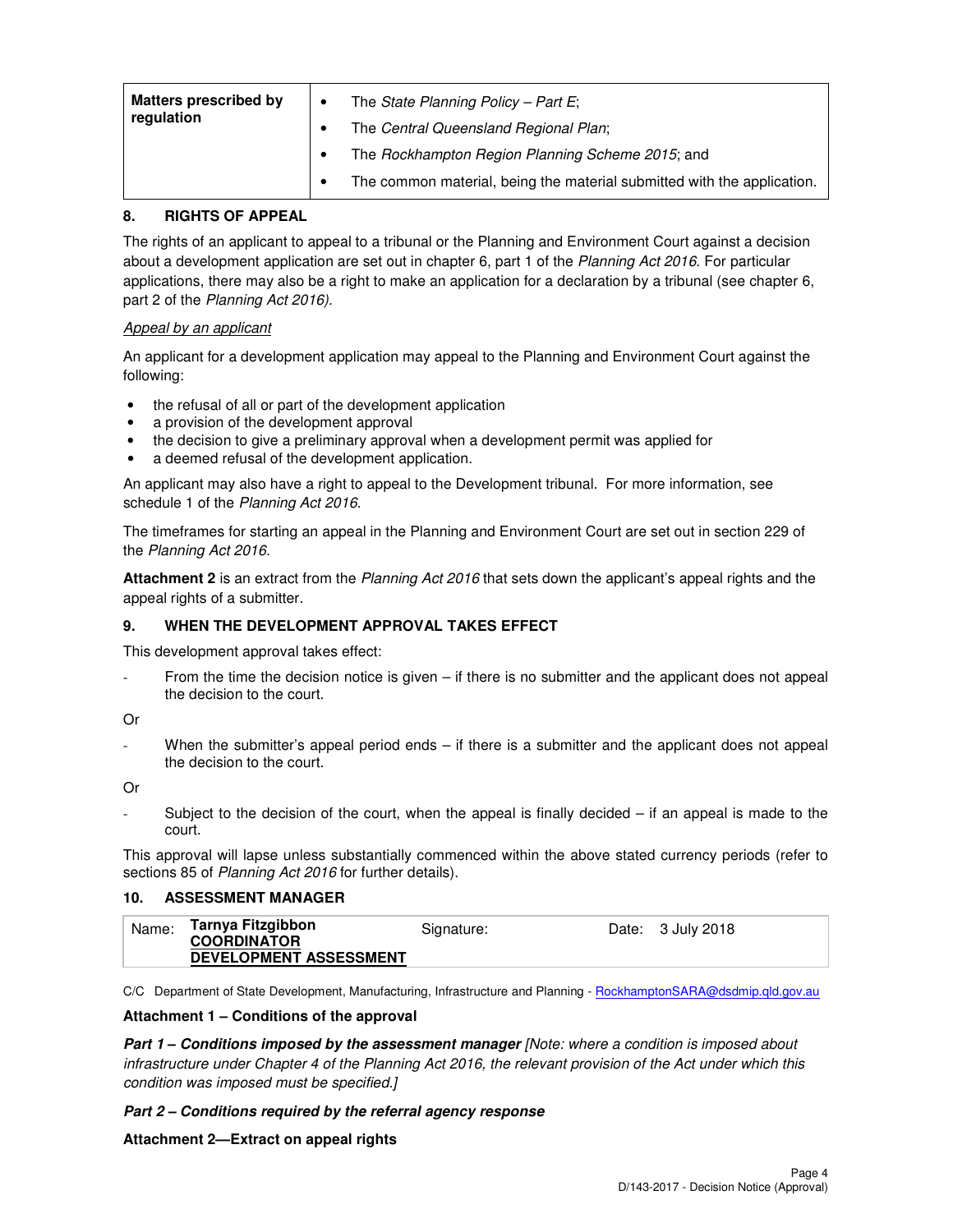| Matters prescribed by regulation | • The *State Planning Policy – Part E*;<br>• The *Central Queensland Regional Plan*;<br>• The *Rockhampton Region Planning Scheme 2015*; and<br>• The common material, being the material submitted with the application. |
|---|---|

## 8. RIGHTS OF APPEAL

The rights of an applicant to appeal to a tribunal or the Planning and Environment Court against a decision about a development application are set out in chapter 6, part 1 of the *Planning Act 2016*. For particular applications, there may also be a right to make an application for a declaration by a tribunal (see chapter 6, part 2 of the *Planning Act 2016).*

*Appeal by an applicant*

An applicant for a development application may appeal to the Planning and Environment Court against the following:

- the refusal of all or part of the development application
- a provision of the development approval
- the decision to give a preliminary approval when a development permit was applied for
- a deemed refusal of the development application.

An applicant may also have a right to appeal to the Development tribunal. For more information, see schedule 1 of the *Planning Act 2016*.

The timeframes for starting an appeal in the Planning and Environment Court are set out in section 229 of the *Planning Act 2016*.

**Attachment 2** is an extract from the *Planning Act 2016* that sets down the applicant's appeal rights and the appeal rights of a submitter.

## 9. WHEN THE DEVELOPMENT APPROVAL TAKES EFFECT

This development approval takes effect:

- From the time the decision notice is given – if there is no submitter and the applicant does not appeal the decision to the court.

Or

- When the submitter's appeal period ends – if there is a submitter and the applicant does not appeal the decision to the court.

Or

- Subject to the decision of the court, when the appeal is finally decided – if an appeal is made to the court.

This approval will lapse unless substantially commenced within the above stated currency periods (refer to sections 85 of *Planning Act 2016* for further details).

## 10. ASSESSMENT MANAGER

| Name: **Tarnya Fitzgibbon** **COORDINATOR DEVELOPMENT ASSESSMENT** | Signature: | Date: 3 July 2018 |
|---|---|---|

C/C Department of State Development, Manufacturing, Infrastructure and Planning - RockhamptonSARA@dsdmip.qld.gov.au

**Attachment 1 – Conditions of the approval**

***Part 1 – Conditions imposed by the assessment manager*** *[Note: where a condition is imposed about infrastructure under Chapter 4 of the Planning Act 2016, the relevant provision of the Act under which this condition was imposed must be specified.]*

***Part 2 – Conditions required by the referral agency response***

**Attachment 2—Extract on appeal rights**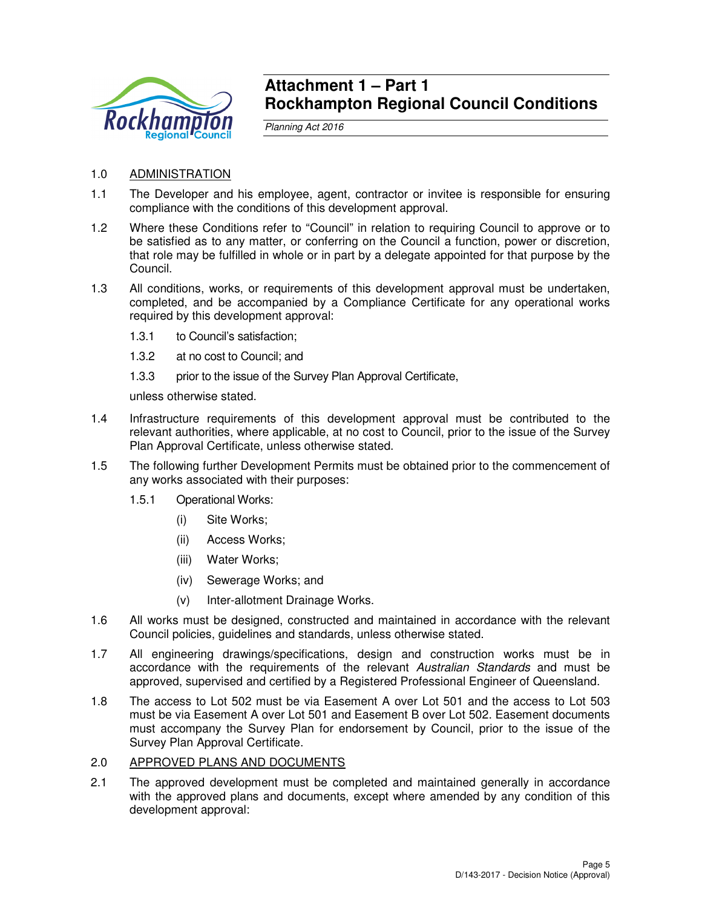# Attachment 1 – Part 1
# Rockhampton Regional Council Conditions

*Planning Act 2016*

1.0 ADMINISTRATION

1.1 The Developer and his employee, agent, contractor or invitee is responsible for ensuring compliance with the conditions of this development approval.

1.2 Where these Conditions refer to "Council" in relation to requiring Council to approve or to be satisfied as to any matter, or conferring on the Council a function, power or discretion, that role may be fulfilled in whole or in part by a delegate appointed for that purpose by the Council.

1.3 All conditions, works, or requirements of this development approval must be undertaken, completed, and be accompanied by a Compliance Certificate for any operational works required by this development approval:

- 1.3.1 to Council's satisfaction;
- 1.3.2 at no cost to Council; and
- 1.3.3 prior to the issue of the Survey Plan Approval Certificate,

unless otherwise stated.

1.4 Infrastructure requirements of this development approval must be contributed to the relevant authorities, where applicable, at no cost to Council, prior to the issue of the Survey Plan Approval Certificate, unless otherwise stated.

1.5 The following further Development Permits must be obtained prior to the commencement of any works associated with their purposes:

- 1.5.1 Operational Works:
  - (i) Site Works;
  - (ii) Access Works;
  - (iii) Water Works;
  - (iv) Sewerage Works; and
  - (v) Inter-allotment Drainage Works.

1.6 All works must be designed, constructed and maintained in accordance with the relevant Council policies, guidelines and standards, unless otherwise stated.

1.7 All engineering drawings/specifications, design and construction works must be in accordance with the requirements of the relevant *Australian Standards* and must be approved, supervised and certified by a Registered Professional Engineer of Queensland.

1.8 The access to Lot 502 must be via Easement A over Lot 501 and the access to Lot 503 must be via Easement A over Lot 501 and Easement B over Lot 502. Easement documents must accompany the Survey Plan for endorsement by Council, prior to the issue of the Survey Plan Approval Certificate.

2.0 APPROVED PLANS AND DOCUMENTS

2.1 The approved development must be completed and maintained generally in accordance with the approved plans and documents, except where amended by any condition of this development approval: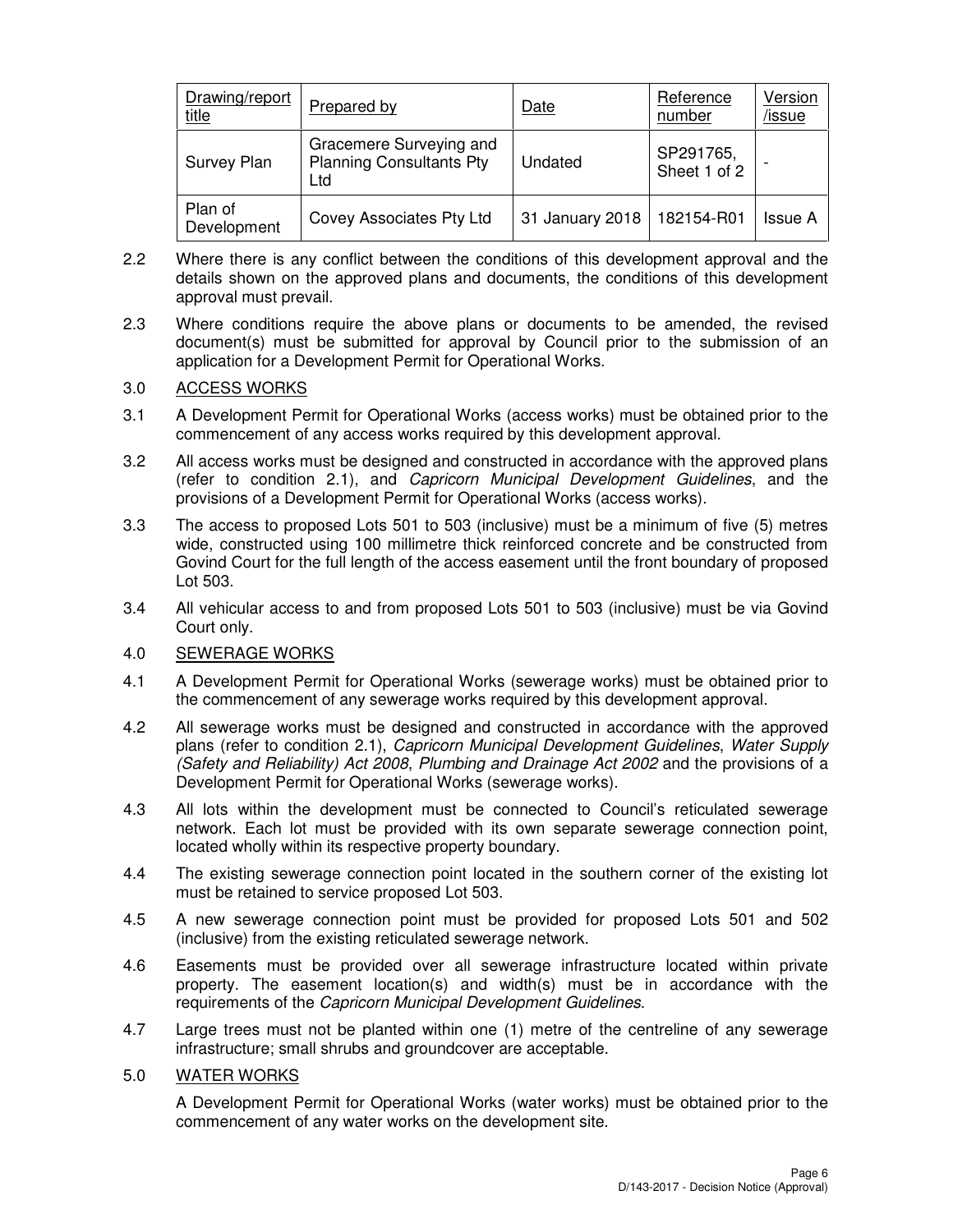| Drawing/report title | Prepared by | Date | Reference number | Version /issue |
|---|---|---|---|---|
| Survey Plan | Gracemere Surveying and Planning Consultants Pty Ltd | Undated | SP291765, Sheet 1 of 2 | - |
| Plan of Development | Covey Associates Pty Ltd | 31 January 2018 | 182154-R01 | Issue A |

2.2 Where there is any conflict between the conditions of this development approval and the details shown on the approved plans and documents, the conditions of this development approval must prevail.

2.3 Where conditions require the above plans or documents to be amended, the revised document(s) must be submitted for approval by Council prior to the submission of an application for a Development Permit for Operational Works.

3.0 ACCESS WORKS

3.1 A Development Permit for Operational Works (access works) must be obtained prior to the commencement of any access works required by this development approval.

3.2 All access works must be designed and constructed in accordance with the approved plans (refer to condition 2.1), and *Capricorn Municipal Development Guidelines*, and the provisions of a Development Permit for Operational Works (access works).

3.3 The access to proposed Lots 501 to 503 (inclusive) must be a minimum of five (5) metres wide, constructed using 100 millimetre thick reinforced concrete and be constructed from Govind Court for the full length of the access easement until the front boundary of proposed Lot 503.

3.4 All vehicular access to and from proposed Lots 501 to 503 (inclusive) must be via Govind Court only.

4.0 SEWERAGE WORKS

4.1 A Development Permit for Operational Works (sewerage works) must be obtained prior to the commencement of any sewerage works required by this development approval.

4.2 All sewerage works must be designed and constructed in accordance with the approved plans (refer to condition 2.1), *Capricorn Municipal Development Guidelines*, *Water Supply (Safety and Reliability) Act 2008*, *Plumbing and Drainage Act 2002* and the provisions of a Development Permit for Operational Works (sewerage works).

4.3 All lots within the development must be connected to Council's reticulated sewerage network. Each lot must be provided with its own separate sewerage connection point, located wholly within its respective property boundary.

4.4 The existing sewerage connection point located in the southern corner of the existing lot must be retained to service proposed Lot 503.

4.5 A new sewerage connection point must be provided for proposed Lots 501 and 502 (inclusive) from the existing reticulated sewerage network.

4.6 Easements must be provided over all sewerage infrastructure located within private property. The easement location(s) and width(s) must be in accordance with the requirements of the *Capricorn Municipal Development Guidelines*.

4.7 Large trees must not be planted within one (1) metre of the centreline of any sewerage infrastructure; small shrubs and groundcover are acceptable.

5.0 WATER WORKS

A Development Permit for Operational Works (water works) must be obtained prior to the commencement of any water works on the development site.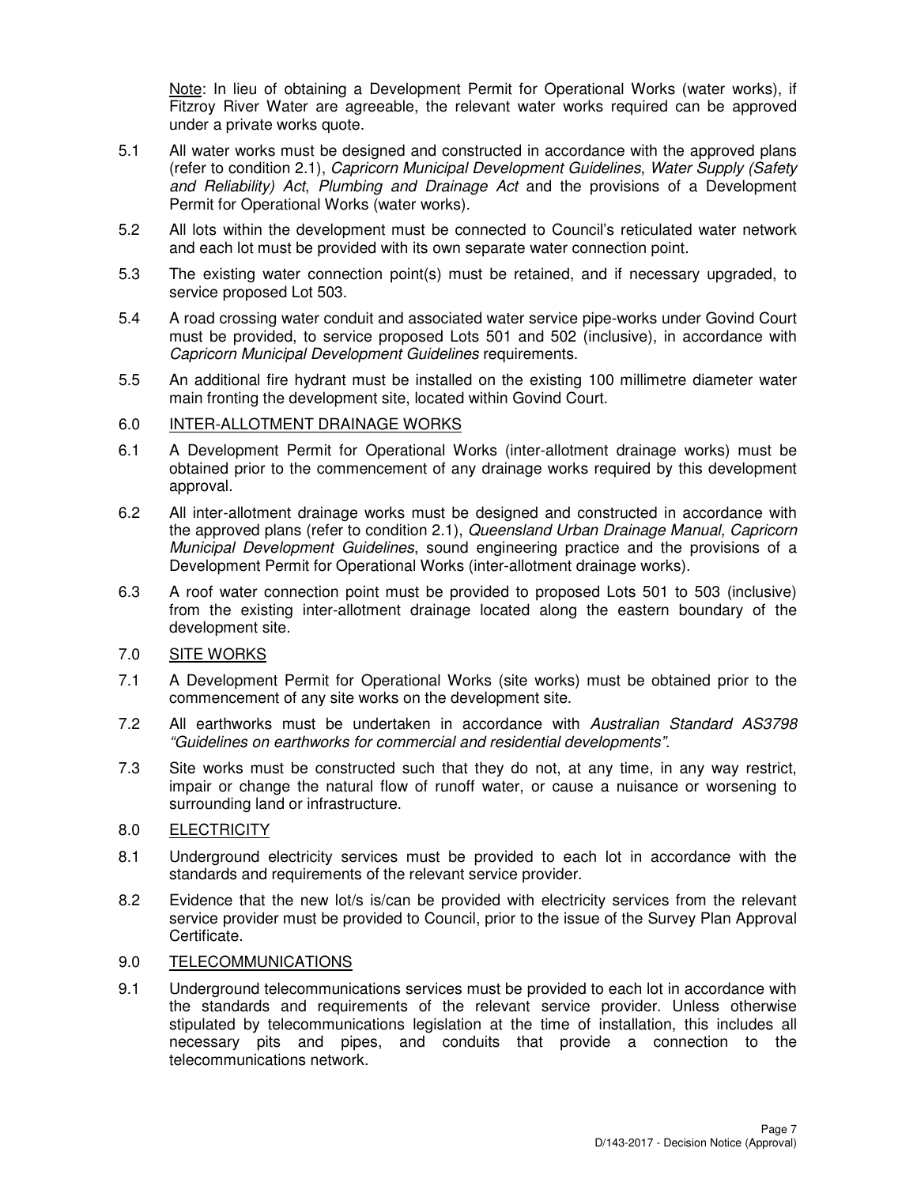<u>Note</u>: In lieu of obtaining a Development Permit for Operational Works (water works), if Fitzroy River Water are agreeable, the relevant water works required can be approved under a private works quote.

5.1 All water works must be designed and constructed in accordance with the approved plans (refer to condition 2.1), *Capricorn Municipal Development Guidelines*, *Water Supply (Safety and Reliability) Act*, *Plumbing and Drainage Act* and the provisions of a Development Permit for Operational Works (water works).

5.2 All lots within the development must be connected to Council's reticulated water network and each lot must be provided with its own separate water connection point.

5.3 The existing water connection point(s) must be retained, and if necessary upgraded, to service proposed Lot 503.

5.4 A road crossing water conduit and associated water service pipe-works under Govind Court must be provided, to service proposed Lots 501 and 502 (inclusive), in accordance with *Capricorn Municipal Development Guidelines* requirements.

5.5 An additional fire hydrant must be installed on the existing 100 millimetre diameter water main fronting the development site, located within Govind Court.

6.0 <u>INTER-ALLOTMENT DRAINAGE WORKS</u>

6.1 A Development Permit for Operational Works (inter-allotment drainage works) must be obtained prior to the commencement of any drainage works required by this development approval.

6.2 All inter-allotment drainage works must be designed and constructed in accordance with the approved plans (refer to condition 2.1), *Queensland Urban Drainage Manual, Capricorn Municipal Development Guidelines*, sound engineering practice and the provisions of a Development Permit for Operational Works (inter-allotment drainage works).

6.3 A roof water connection point must be provided to proposed Lots 501 to 503 (inclusive) from the existing inter-allotment drainage located along the eastern boundary of the development site.

7.0 <u>SITE WORKS</u>

7.1 A Development Permit for Operational Works (site works) must be obtained prior to the commencement of any site works on the development site.

7.2 All earthworks must be undertaken in accordance with *Australian Standard AS3798 "Guidelines on earthworks for commercial and residential developments".*

7.3 Site works must be constructed such that they do not, at any time, in any way restrict, impair or change the natural flow of runoff water, or cause a nuisance or worsening to surrounding land or infrastructure.

8.0 <u>ELECTRICITY</u>

8.1 Underground electricity services must be provided to each lot in accordance with the standards and requirements of the relevant service provider.

8.2 Evidence that the new lot/s is/can be provided with electricity services from the relevant service provider must be provided to Council, prior to the issue of the Survey Plan Approval Certificate.

9.0 <u>TELECOMMUNICATIONS</u>

9.1 Underground telecommunications services must be provided to each lot in accordance with the standards and requirements of the relevant service provider. Unless otherwise stipulated by telecommunications legislation at the time of installation, this includes all necessary pits and pipes, and conduits that provide a connection to the telecommunications network.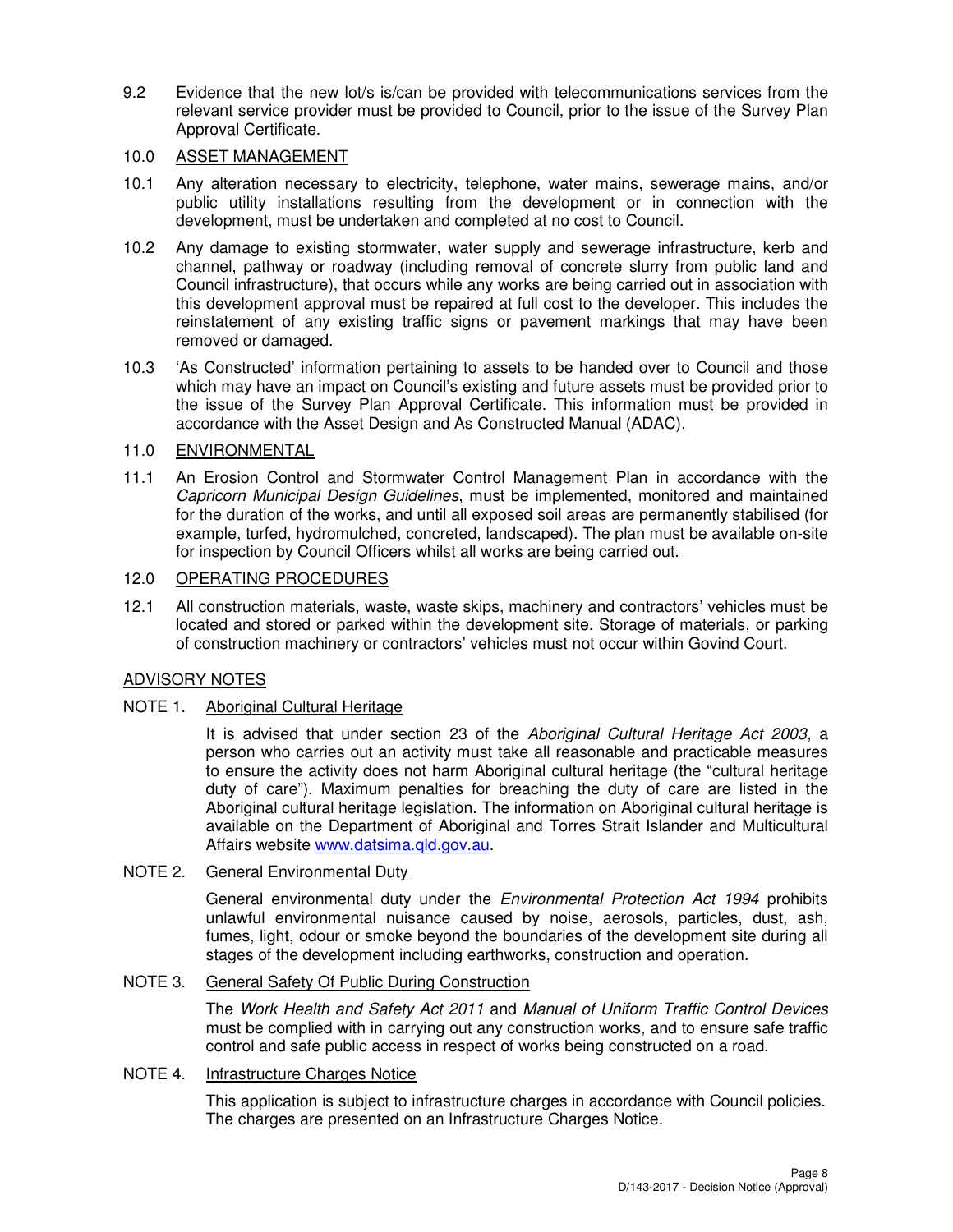9.2 Evidence that the new lot/s is/can be provided with telecommunications services from the relevant service provider must be provided to Council, prior to the issue of the Survey Plan Approval Certificate.

10.0 ASSET MANAGEMENT

10.1 Any alteration necessary to electricity, telephone, water mains, sewerage mains, and/or public utility installations resulting from the development or in connection with the development, must be undertaken and completed at no cost to Council.

10.2 Any damage to existing stormwater, water supply and sewerage infrastructure, kerb and channel, pathway or roadway (including removal of concrete slurry from public land and Council infrastructure), that occurs while any works are being carried out in association with this development approval must be repaired at full cost to the developer. This includes the reinstatement of any existing traffic signs or pavement markings that may have been removed or damaged.

10.3 'As Constructed' information pertaining to assets to be handed over to Council and those which may have an impact on Council's existing and future assets must be provided prior to the issue of the Survey Plan Approval Certificate. This information must be provided in accordance with the Asset Design and As Constructed Manual (ADAC).

11.0 ENVIRONMENTAL

11.1 An Erosion Control and Stormwater Control Management Plan in accordance with the *Capricorn Municipal Design Guidelines*, must be implemented, monitored and maintained for the duration of the works, and until all exposed soil areas are permanently stabilised (for example, turfed, hydromulched, concreted, landscaped). The plan must be available on-site for inspection by Council Officers whilst all works are being carried out.

12.0 OPERATING PROCEDURES

12.1 All construction materials, waste, waste skips, machinery and contractors' vehicles must be located and stored or parked within the development site. Storage of materials, or parking of construction machinery or contractors' vehicles must not occur within Govind Court.

ADVISORY NOTES

NOTE 1. Aboriginal Cultural Heritage

It is advised that under section 23 of the *Aboriginal Cultural Heritage Act 2003*, a person who carries out an activity must take all reasonable and practicable measures to ensure the activity does not harm Aboriginal cultural heritage (the "cultural heritage duty of care"). Maximum penalties for breaching the duty of care are listed in the Aboriginal cultural heritage legislation. The information on Aboriginal cultural heritage is available on the Department of Aboriginal and Torres Strait Islander and Multicultural Affairs website www.datsima.qld.gov.au.

NOTE 2. General Environmental Duty

General environmental duty under the *Environmental Protection Act 1994* prohibits unlawful environmental nuisance caused by noise, aerosols, particles, dust, ash, fumes, light, odour or smoke beyond the boundaries of the development site during all stages of the development including earthworks, construction and operation.

NOTE 3. General Safety Of Public During Construction

The *Work Health and Safety Act 2011* and *Manual of Uniform Traffic Control Devices* must be complied with in carrying out any construction works, and to ensure safe traffic control and safe public access in respect of works being constructed on a road.

NOTE 4. Infrastructure Charges Notice

This application is subject to infrastructure charges in accordance with Council policies. The charges are presented on an Infrastructure Charges Notice.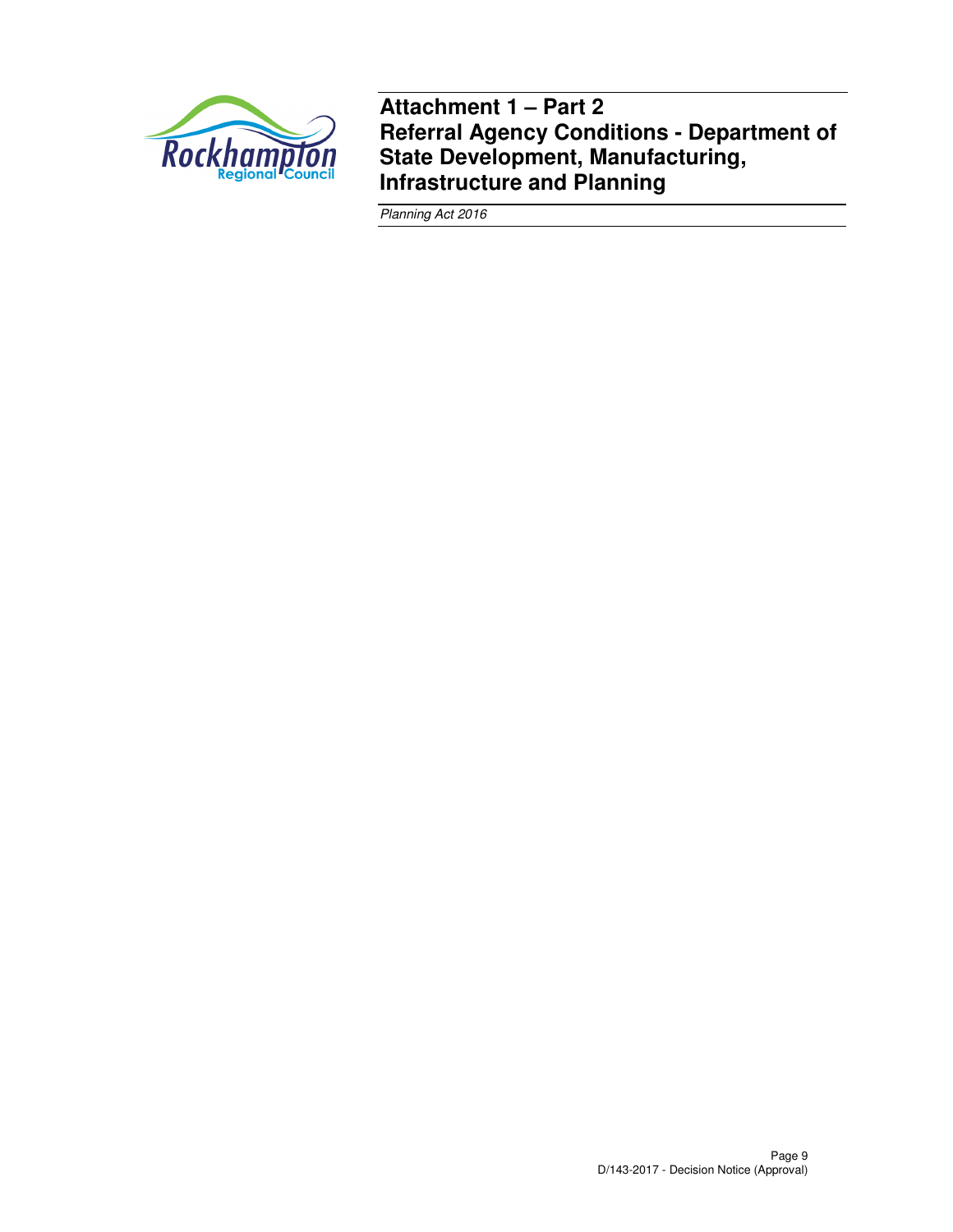# Attachment 1 – Part 2

# Referral Agency Conditions - Department of State Development, Manufacturing, Infrastructure and Planning

*Planning Act 2016*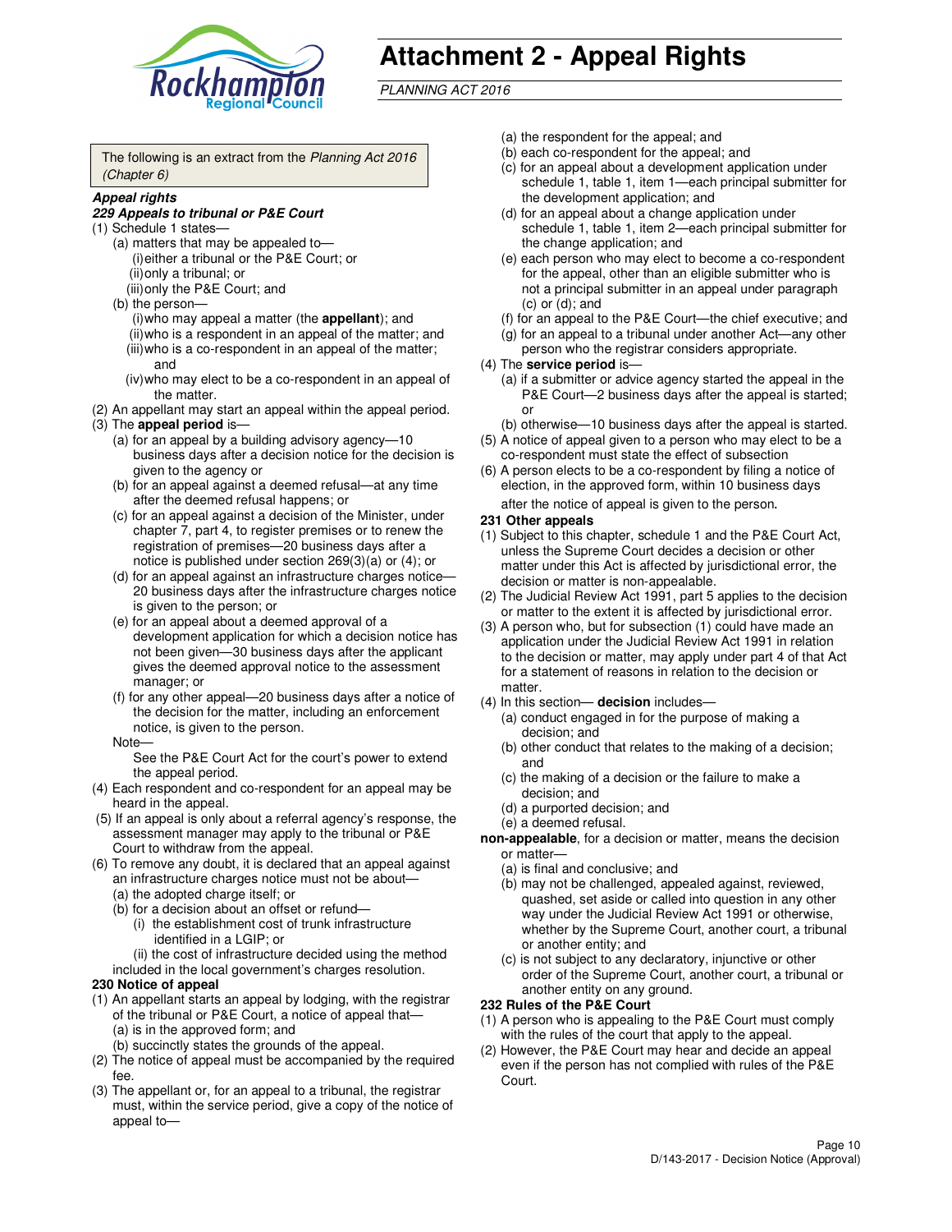# Attachment 2 - Appeal Rights

*PLANNING ACT 2016*

The following is an extract from the *Planning Act 2016 (Chapter 6)*

***Appeal rights***

***229 Appeals to tribunal or P&E Court***

(1) Schedule 1 states—

(a) matters that may be appealed to—

(i) either a tribunal or the P&E Court; or

(ii) only a tribunal; or

(iii) only the P&E Court; and

(b) the person—

(i) who may appeal a matter (the **appellant**); and

(ii) who is a respondent in an appeal of the matter; and

(iii) who is a co-respondent in an appeal of the matter; and

(iv) who may elect to be a co-respondent in an appeal of the matter.

(2) An appellant may start an appeal within the appeal period.

(3) The **appeal period** is—

(a) for an appeal by a building advisory agency—10 business days after a decision notice for the decision is given to the agency or

(b) for an appeal against a deemed refusal—at any time after the deemed refusal happens; or

(c) for an appeal against a decision of the Minister, under chapter 7, part 4, to register premises or to renew the registration of premises—20 business days after a notice is published under section 269(3)(a) or (4); or

(d) for an appeal against an infrastructure charges notice—20 business days after the infrastructure charges notice is given to the person; or

(e) for an appeal about a deemed approval of a development application for which a decision notice has not been given—30 business days after the applicant gives the deemed approval notice to the assessment manager; or

(f) for any other appeal—20 business days after a notice of the decision for the matter, including an enforcement notice, is given to the person.

Note—

See the P&E Court Act for the court's power to extend the appeal period.

(4) Each respondent and co-respondent for an appeal may be heard in the appeal.

(5) If an appeal is only about a referral agency's response, the assessment manager may apply to the tribunal or P&E Court to withdraw from the appeal.

(6) To remove any doubt, it is declared that an appeal against an infrastructure charges notice must not be about—

(a) the adopted charge itself; or

(b) for a decision about an offset or refund—

(i) the establishment cost of trunk infrastructure identified in a LGIP; or

(ii) the cost of infrastructure decided using the method included in the local government's charges resolution.

**230 Notice of appeal**

(1) An appellant starts an appeal by lodging, with the registrar of the tribunal or P&E Court, a notice of appeal that—

(a) is in the approved form; and

(b) succinctly states the grounds of the appeal.

(2) The notice of appeal must be accompanied by the required fee.

(3) The appellant or, for an appeal to a tribunal, the registrar must, within the service period, give a copy of the notice of appeal to—

(a) the respondent for the appeal; and

(b) each co-respondent for the appeal; and

(c) for an appeal about a development application under schedule 1, table 1, item 1—each principal submitter for the development application; and

(d) for an appeal about a change application under schedule 1, table 1, item 2—each principal submitter for the change application; and

(e) each person who may elect to become a co-respondent for the appeal, other than an eligible submitter who is not a principal submitter in an appeal under paragraph (c) or (d); and

(f) for an appeal to the P&E Court—the chief executive; and

(g) for an appeal to a tribunal under another Act—any other person who the registrar considers appropriate.

(4) The **service period** is—

(a) if a submitter or advice agency started the appeal in the P&E Court—2 business days after the appeal is started; or

(b) otherwise—10 business days after the appeal is started.

(5) A notice of appeal given to a person who may elect to be a co-respondent must state the effect of subsection

(6) A person elects to be a co-respondent by filing a notice of election, in the approved form, within 10 business days after the notice of appeal is given to the person.

**231 Other appeals**

(1) Subject to this chapter, schedule 1 and the P&E Court Act, unless the Supreme Court decides a decision or other matter under this Act is affected by jurisdictional error, the decision or matter is non-appealable.

(2) The Judicial Review Act 1991, part 5 applies to the decision or matter to the extent it is affected by jurisdictional error.

(3) A person who, but for subsection (1) could have made an application under the Judicial Review Act 1991 in relation to the decision or matter, may apply under part 4 of that Act for a statement of reasons in relation to the decision or matter.

(4) In this section— **decision** includes—

(a) conduct engaged in for the purpose of making a decision; and

(b) other conduct that relates to the making of a decision; and

(c) the making of a decision or the failure to make a decision; and

(d) a purported decision; and

(e) a deemed refusal.

**non-appealable**, for a decision or matter, means the decision or matter—

(a) is final and conclusive; and

(b) may not be challenged, appealed against, reviewed, quashed, set aside or called into question in any other way under the Judicial Review Act 1991 or otherwise, whether by the Supreme Court, another court, a tribunal or another entity; and

(c) is not subject to any declaratory, injunctive or other order of the Supreme Court, another court, a tribunal or another entity on any ground.

**232 Rules of the P&E Court**

(1) A person who is appealing to the P&E Court must comply with the rules of the court that apply to the appeal.

(2) However, the P&E Court may hear and decide an appeal even if the person has not complied with rules of the P&E Court.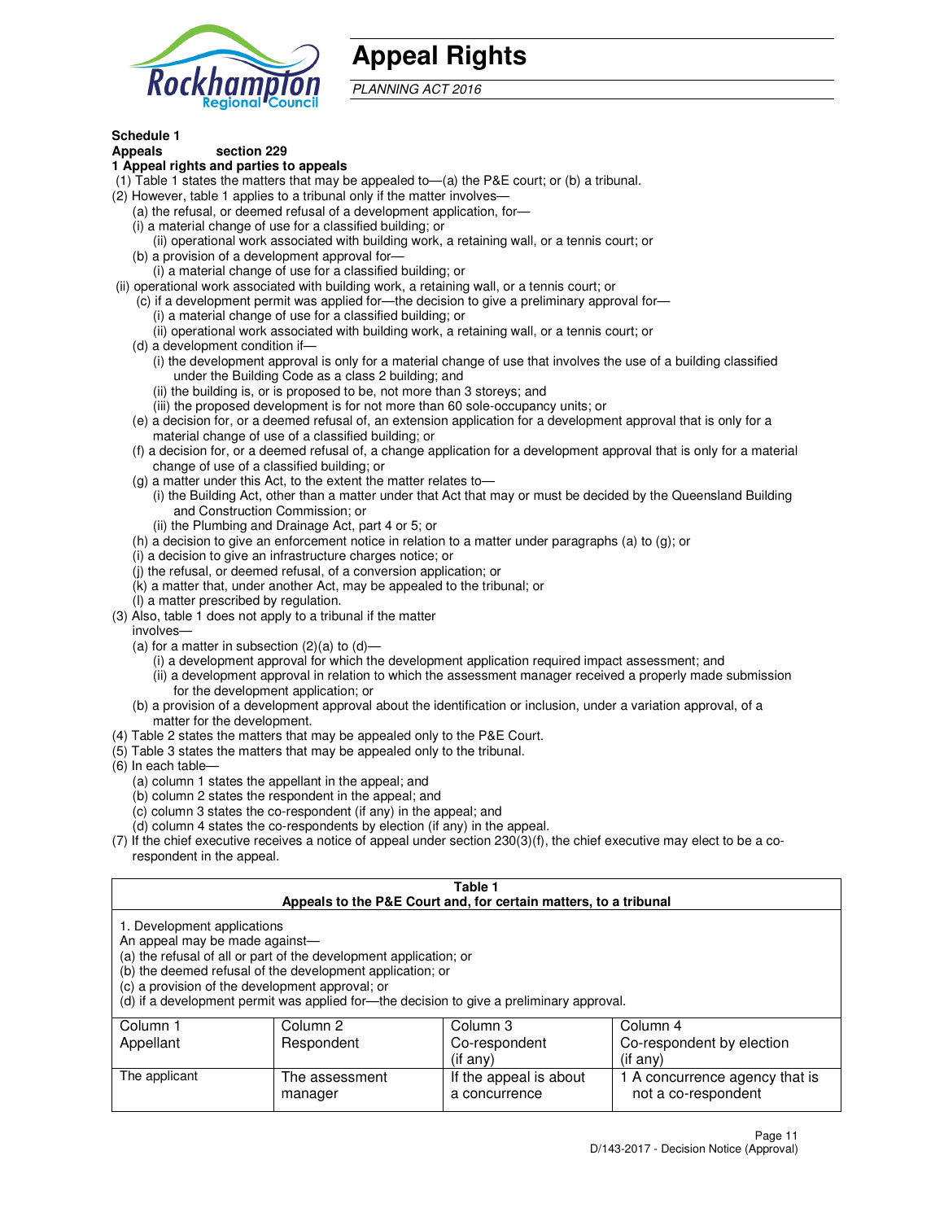# Appeal Rights

*PLANNING ACT 2016*

**Schedule 1**
**Appeals section 229**
**1 Appeal rights and parties to appeals**

(1) Table 1 states the matters that may be appealed to—(a) the P&E court; or (b) a tribunal.

(2) However, table 1 applies to a tribunal only if the matter involves—

(a) the refusal, or deemed refusal of a development application, for—

(i) a material change of use for a classified building; or

(ii) operational work associated with building work, a retaining wall, or a tennis court; or

(b) a provision of a development approval for—

(i) a material change of use for a classified building; or

(ii) operational work associated with building work, a retaining wall, or a tennis court; or

(c) if a development permit was applied for—the decision to give a preliminary approval for—

(i) a material change of use for a classified building; or

(ii) operational work associated with building work, a retaining wall, or a tennis court; or

(d) a development condition if—

(i) the development approval is only for a material change of use that involves the use of a building classified under the Building Code as a class 2 building; and

(ii) the building is, or is proposed to be, not more than 3 storeys; and

(iii) the proposed development is for not more than 60 sole-occupancy units; or

(e) a decision for, or a deemed refusal of, an extension application for a development approval that is only for a material change of use of a classified building; or

(f) a decision for, or a deemed refusal of, a change application for a development approval that is only for a material change of use of a classified building; or

(g) a matter under this Act, to the extent the matter relates to—

(i) the Building Act, other than a matter under that Act that may or must be decided by the Queensland Building and Construction Commission; or

(ii) the Plumbing and Drainage Act, part 4 or 5; or

(h) a decision to give an enforcement notice in relation to a matter under paragraphs (a) to (g); or

(i) a decision to give an infrastructure charges notice; or

(j) the refusal, or deemed refusal, of a conversion application; or

(k) a matter that, under another Act, may be appealed to the tribunal; or

(l) a matter prescribed by regulation.

(3) Also, table 1 does not apply to a tribunal if the matter involves—

(a) for a matter in subsection (2)(a) to (d)—

(i) a development approval for which the development application required impact assessment; and

(ii) a development approval in relation to which the assessment manager received a properly made submission for the development application; or

(b) a provision of a development approval about the identification or inclusion, under a variation approval, of a matter for the development.

(4) Table 2 states the matters that may be appealed only to the P&E Court.

(5) Table 3 states the matters that may be appealed only to the tribunal.

(6) In each table—

(a) column 1 states the appellant in the appeal; and

(b) column 2 states the respondent in the appeal; and

(c) column 3 states the co-respondent (if any) in the appeal; and

(d) column 4 states the co-respondents by election (if any) in the appeal.

(7) If the chief executive receives a notice of appeal under section 230(3)(f), the chief executive may elect to be a co-respondent in the appeal.

**Table 1**
**Appeals to the P&E Court and, for certain matters, to a tribunal**

1. Development applications
An appeal may be made against—
(a) the refusal of all or part of the development application; or
(b) the deemed refusal of the development application; or
(c) a provision of the development approval; or
(d) if a development permit was applied for—the decision to give a preliminary approval.

| Column 1<br>Appellant | Column 2<br>Respondent | Column 3<br>Co-respondent<br>(if any) | Column 4<br>Co-respondent by election<br>(if any) |
|---|---|---|---|
| The applicant | The assessment manager | If the appeal is about a concurrence | 1 A concurrence agency that is not a co-respondent |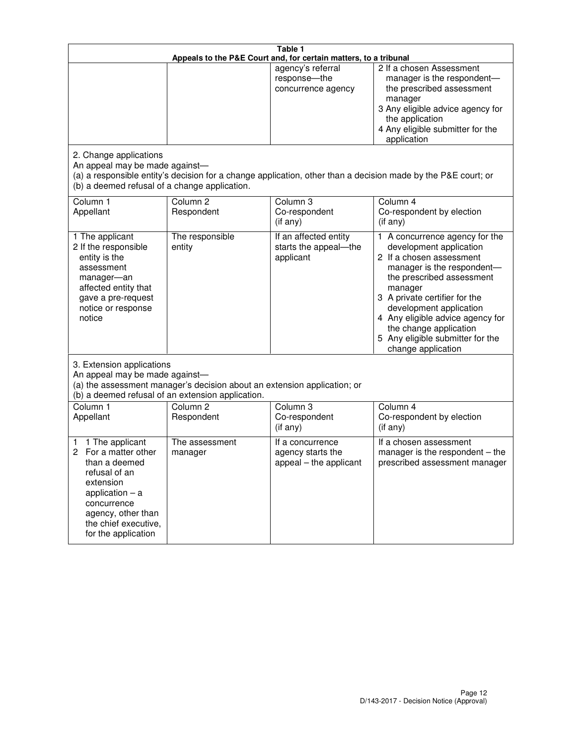**Table 1**
**Appeals to the P&E Court and, for certain matters, to a tribunal**

| | | | |
|---|---|---|---|
| | | agency's referral response—the concurrence agency | 2 If a chosen Assessment manager is the respondent—the prescribed assessment manager<br>3 Any eligible advice agency for the application<br>4 Any eligible submitter for the application |

2. Change applications
An appeal may be made against—
(a) a responsible entity's decision for a change application, other than a decision made by the P&E court; or
(b) a deemed refusal of a change application.

| Column 1<br>Appellant | Column 2<br>Respondent | Column 3<br>Co-respondent<br>(if any) | Column 4<br>Co-respondent by election<br>(if any) |
|---|---|---|---|
| 1 The applicant<br>2 If the responsible entity is the assessment manager—an affected entity that gave a pre-request notice or response notice | The responsible entity | If an affected entity starts the appeal—the applicant | 1 A concurrence agency for the development application<br>2 If a chosen assessment manager is the respondent—the prescribed assessment manager<br>3 A private certifier for the development application<br>4 Any eligible advice agency for the change application<br>5 Any eligible submitter for the change application |

3. Extension applications
An appeal may be made against—
(a) the assessment manager's decision about an extension application; or
(b) a deemed refusal of an extension application.

| Column 1<br>Appellant | Column 2<br>Respondent | Column 3<br>Co-respondent<br>(if any) | Column 4<br>Co-respondent by election<br>(if any) |
|---|---|---|---|
| 1 1 The applicant<br>2 For a matter other than a deemed refusal of an extension application – a concurrence agency, other than the chief executive, for the application | The assessment manager | If a concurrence agency starts the appeal – the applicant | If a chosen assessment manager is the respondent – the prescribed assessment manager |

D/143-2017 - Decision Notice (Approval)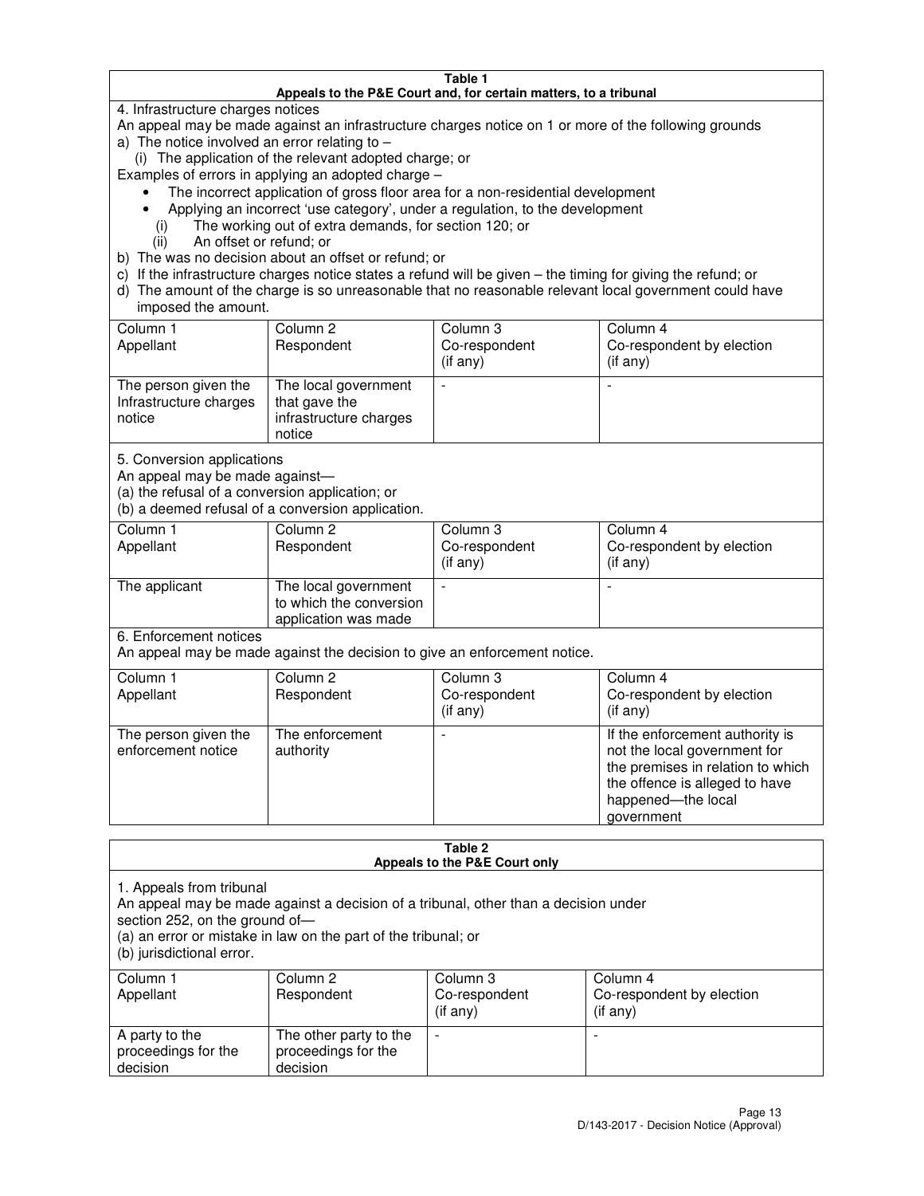**Table 1**
**Appeals to the P&E Court and, for certain matters, to a tribunal**

4. Infrastructure charges notices

An appeal may be made against an infrastructure charges notice on 1 or more of the following grounds

a) The notice involved an error relating to –
   (i) The application of the relevant adopted charge; or

Examples of errors in applying an adopted charge –

- The incorrect application of gross floor area for a non-residential development
- Applying an incorrect 'use category', under a regulation, to the development

   (i) The working out of extra demands, for section 120; or
   (ii) An offset or refund; or

b) The was no decision about an offset or refund; or

c) If the infrastructure charges notice states a refund will be given – the timing for giving the refund; or

d) The amount of the charge is so unreasonable that no reasonable relevant local government could have imposed the amount.

| Column 1<br>Appellant | Column 2<br>Respondent | Column 3<br>Co-respondent<br>(if any) | Column 4<br>Co-respondent by election<br>(if any) |
|---|---|---|---|
| The person given the Infrastructure charges notice | The local government that gave the infrastructure charges notice | - | - |

5. Conversion applications

An appeal may be made against—
(a) the refusal of a conversion application; or
(b) a deemed refusal of a conversion application.

| Column 1<br>Appellant | Column 2<br>Respondent | Column 3<br>Co-respondent<br>(if any) | Column 4<br>Co-respondent by election<br>(if any) |
|---|---|---|---|
| The applicant | The local government to which the conversion application was made | - | - |

6. Enforcement notices

An appeal may be made against the decision to give an enforcement notice.

| Column 1<br>Appellant | Column 2<br>Respondent | Column 3<br>Co-respondent<br>(if any) | Column 4<br>Co-respondent by election<br>(if any) |
|---|---|---|---|
| The person given the enforcement notice | The enforcement authority | - | If the enforcement authority is not the local government for the premises in relation to which the offence is alleged to have happened—the local government |

**Table 2**
**Appeals to the P&E Court only**

1. Appeals from tribunal

An appeal may be made against a decision of a tribunal, other than a decision under section 252, on the ground of—
(a) an error or mistake in law on the part of the tribunal; or
(b) jurisdictional error.

| Column 1<br>Appellant | Column 2<br>Respondent | Column 3<br>Co-respondent<br>(if any) | Column 4<br>Co-respondent by election<br>(if any) |
|---|---|---|---|
| A party to the proceedings for the decision | The other party to the proceedings for the decision | - | - |

D/143-2017 - Decision Notice (Approval)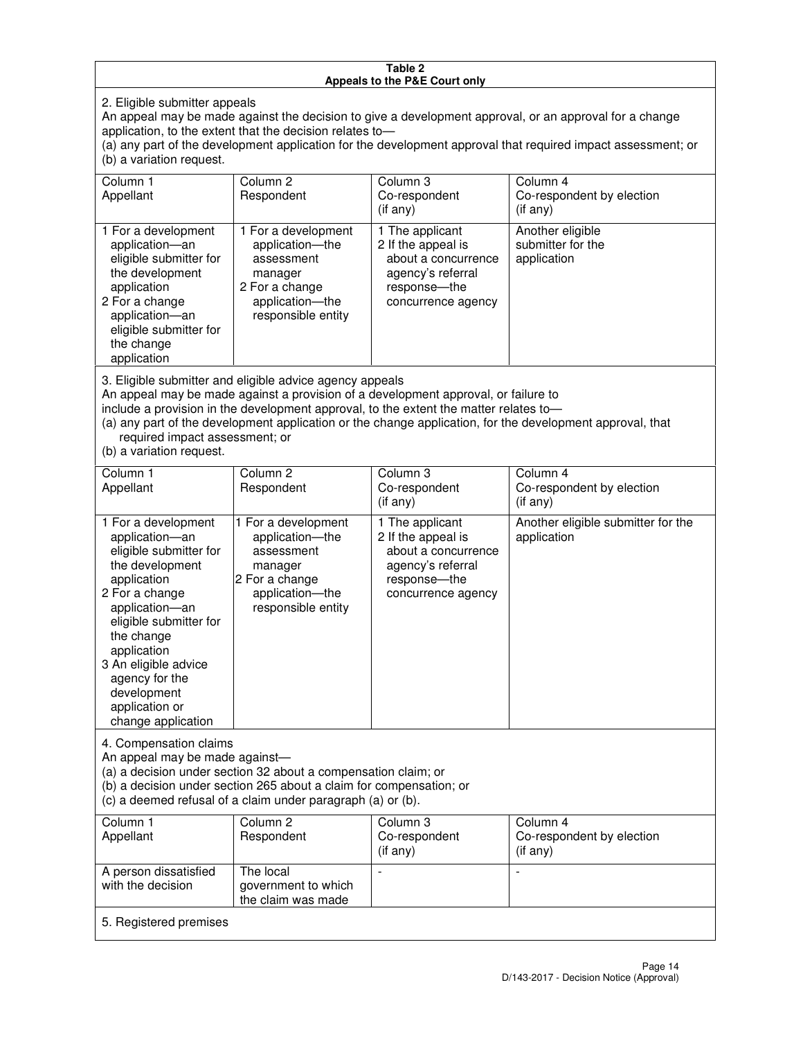**Table 2**
**Appeals to the P&E Court only**

2. Eligible submitter appeals

An appeal may be made against the decision to give a development approval, or an approval for a change application, to the extent that the decision relates to—

(a) any part of the development application for the development approval that required impact assessment; or

(b) a variation request.

| Column 1<br>Appellant | Column 2<br>Respondent | Column 3<br>Co-respondent<br>(if any) | Column 4<br>Co-respondent by election<br>(if any) |
|---|---|---|---|
| 1 For a development application—an eligible submitter for the development application<br>2 For a change application—an eligible submitter for the change application | 1 For a development application—the assessment manager<br>2 For a change application—the responsible entity | 1 The applicant<br>2 If the appeal is about a concurrence agency's referral response—the concurrence agency | Another eligible submitter for the application |

3. Eligible submitter and eligible advice agency appeals

An appeal may be made against a provision of a development approval, or failure to include a provision in the development approval, to the extent the matter relates to—

(a) any part of the development application or the change application, for the development approval, that required impact assessment; or

(b) a variation request.

| Column 1<br>Appellant | Column 2<br>Respondent | Column 3<br>Co-respondent<br>(if any) | Column 4<br>Co-respondent by election<br>(if any) |
|---|---|---|---|
| 1 For a development application—an eligible submitter for the development application<br>2 For a change application—an eligible submitter for the change application<br>3 An eligible advice agency for the development application or change application | 1 For a development application—the assessment manager<br>2 For a change application—the responsible entity | 1 The applicant<br>2 If the appeal is about a concurrence agency's referral response—the concurrence agency | Another eligible submitter for the application |

4. Compensation claims

An appeal may be made against—

(a) a decision under section 32 about a compensation claim; or

(b) a decision under section 265 about a claim for compensation; or

(c) a deemed refusal of a claim under paragraph (a) or (b).

| Column 1<br>Appellant | Column 2<br>Respondent | Column 3<br>Co-respondent<br>(if any) | Column 4<br>Co-respondent by election<br>(if any) |
|---|---|---|---|
| A person dissatisfied with the decision | The local government to which the claim was made | - | - |

5. Registered premises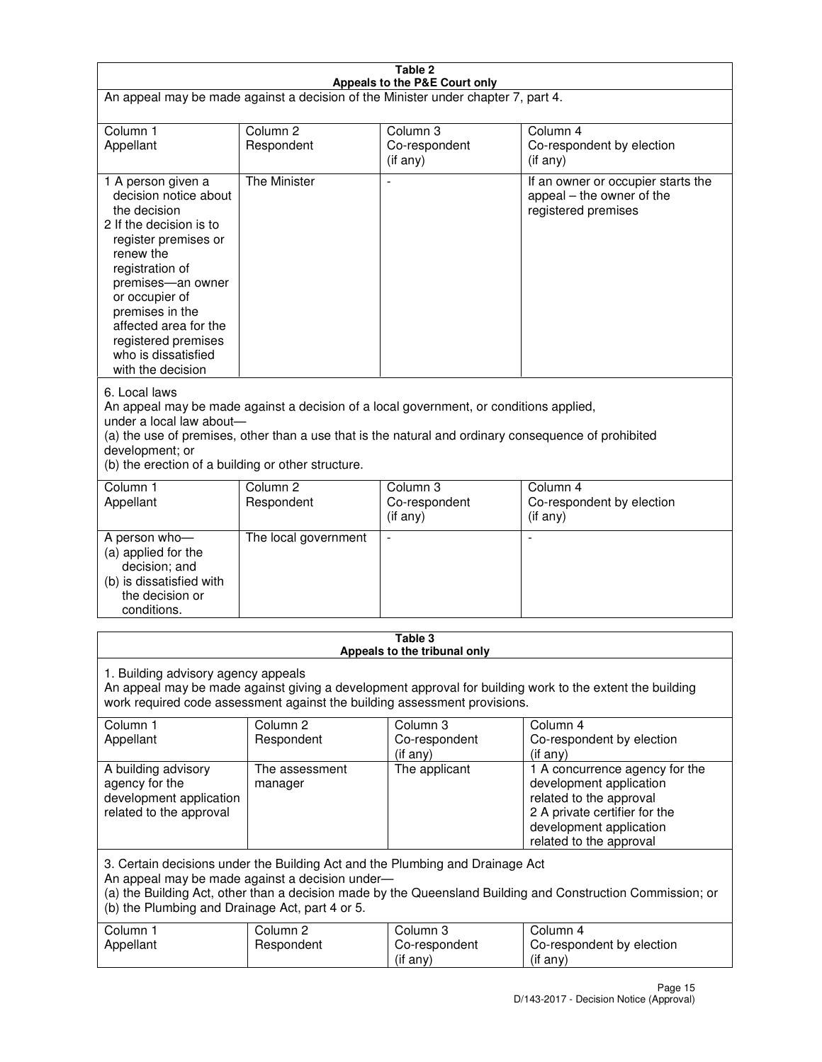**Table 2**
**Appeals to the P&E Court only**

An appeal may be made against a decision of the Minister under chapter 7, part 4.

| Column 1 Appellant | Column 2 Respondent | Column 3 Co-respondent (if any) | Column 4 Co-respondent by election (if any) |
|---|---|---|---|
| 1 A person given a decision notice about the decision<br>2 If the decision is to register premises or renew the registration of premises—an owner or occupier of premises in the affected area for the registered premises who is dissatisfied with the decision | The Minister | - | If an owner or occupier starts the appeal – the owner of the registered premises |

6. Local laws

An appeal may be made against a decision of a local government, or conditions applied, under a local law about—
(a) the use of premises, other than a use that is the natural and ordinary consequence of prohibited development; or
(b) the erection of a building or other structure.

| Column 1 Appellant | Column 2 Respondent | Column 3 Co-respondent (if any) | Column 4 Co-respondent by election (if any) |
|---|---|---|---|
| A person who—<br>(a) applied for the decision; and<br>(b) is dissatisfied with the decision or conditions. | The local government | - | - |

**Table 3**
**Appeals to the tribunal only**

1. Building advisory agency appeals

An appeal may be made against giving a development approval for building work to the extent the building work required code assessment against the building assessment provisions.

| Column 1 Appellant | Column 2 Respondent | Column 3 Co-respondent (if any) | Column 4 Co-respondent by election (if any) |
|---|---|---|---|
| A building advisory agency for the development application related to the approval | The assessment manager | The applicant | 1 A concurrence agency for the development application related to the approval<br>2 A private certifier for the development application related to the approval |

3. Certain decisions under the Building Act and the Plumbing and Drainage Act

An appeal may be made against a decision under—
(a) the Building Act, other than a decision made by the Queensland Building and Construction Commission; or
(b) the Plumbing and Drainage Act, part 4 or 5.

| Column 1 Appellant | Column 2 Respondent | Column 3 Co-respondent (if any) | Column 4 Co-respondent by election (if any) |
|---|---|---|---|

D/143-2017 - Decision Notice (Approval)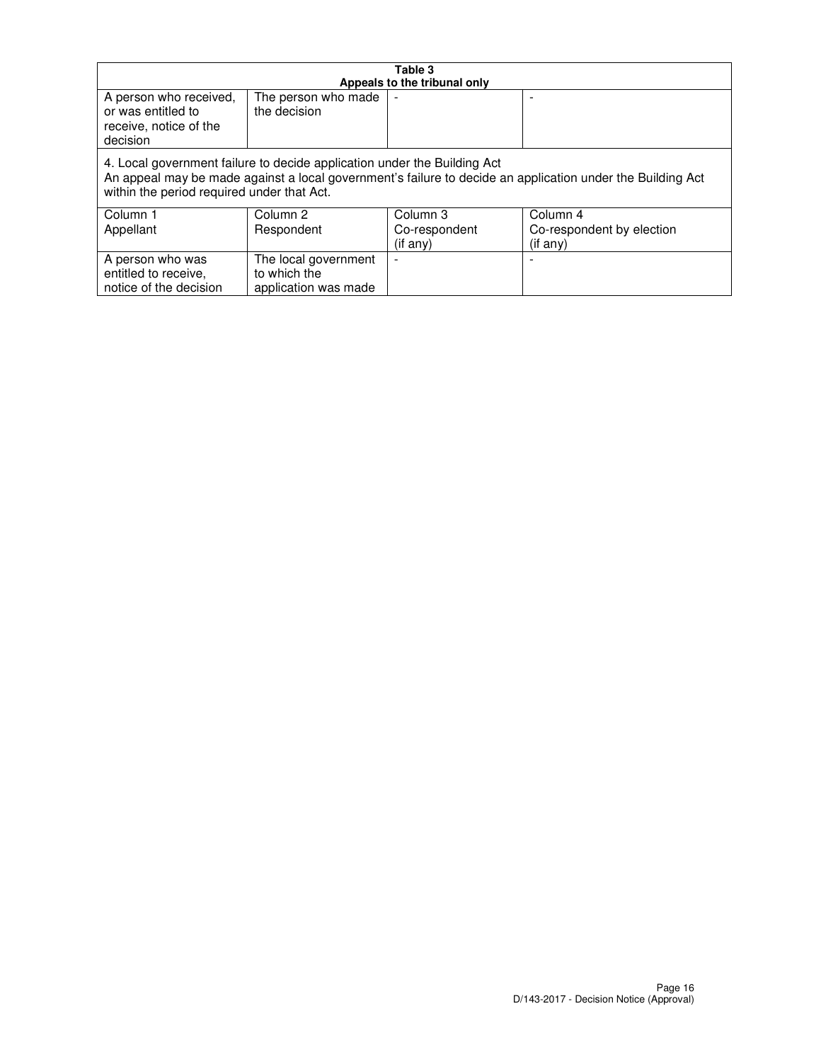| Table 3 | | | |
|---|---|---|---|
| **Appeals to the tribunal only** | | | |
| A person who received, or was entitled to receive, notice of the decision | The person who made the decision | - | - |
| 4. Local government failure to decide application under the Building Act<br>An appeal may be made against a local government's failure to decide an application under the Building Act within the period required under that Act. | | | |
| Column 1<br>Appellant | Column 2<br>Respondent | Column 3<br>Co-respondent<br>(if any) | Column 4<br>Co-respondent by election<br>(if any) |
| A person who was entitled to receive, notice of the decision | The local government to which the application was made | - | - |